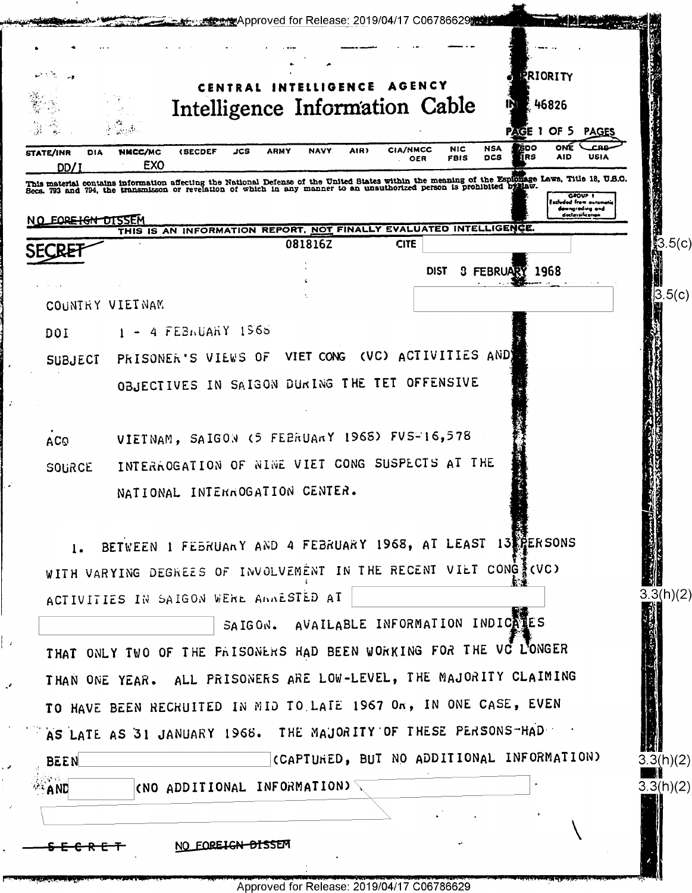PRIORITY

CENTRAL INTELLIGENCE AGENCY

# Intelligence Information Cable

IN 46826

| STATE/INR | DIA | NMCC/MC | (SECDEF | JCS | ARMY | NAVY | AIR) | CIA/NMCC | NIC | NSA | SDO | ONE | CRS |
|---|---|---|---|---|---|---|---|---|---|---|---|---|---|
| | | | | | | | | OER | FBIS | DCS | IRS | AID | USIA |
| DD/I | | EXO | | | | | | | | | | | |

This material contains information affecting the National Defense of the United States within the meaning of the Espionage Laws, Title 18, U.S.C. Secs. 793 and 794, the transmisson or revelation of which in any manner to an unauthorized person is prohibited by law.

GROUP 1 Excluded from automatic downgrading and declassification

~~NO FOREIGN DISSEM~~

THIS IS AN INFORMATION REPORT, NOT FINALLY EVALUATED INTELLIGENCE.

~~SECRET~~ 081816Z CITE [redacted] 3.5(c)

DIST 8 FEBRUARY 1968

[redacted] 3.5(c)

COUNTRY VIETNAM

DOI 1 - 4 FEBRUARY 1968

SUBJECT PRISONER'S VIEWS OF VIET CONG (VC) ACTIVITIES AND OBJECTIVES IN SAIGON DURING THE TET OFFENSIVE

ACQ VIETNAM, SAIGON (5 FEBRUARY 1968) FVS-16,578

SOURCE INTERROGATION OF NINE VIET CONG SUSPECTS AT THE NATIONAL INTERROGATION CENTER.

1. BETWEEN 1 FEBRUARY AND 4 FEBRUARY 1968, AT LEAST 13 PERSONS WITH VARYING DEGREES OF INVOLVEMENT IN THE RECENT VIET CONG (VC) ACTIVITIES IN SAIGON WERE ARRESTED AT [redacted] 3.3(h)(2) [redacted] SAIGON. AVAILABLE INFORMATION INDICATES THAT ONLY TWO OF THE PRISONERS HAD BEEN WORKING FOR THE VC LONGER THAN ONE YEAR. ALL PRISONERS ARE LOW-LEVEL, THE MAJORITY CLAIMING TO HAVE BEEN RECRUITED IN MID TO LATE 1967 OR, IN ONE CASE, EVEN AS LATE AS 31 JANUARY 1968. THE MAJORITY OF THESE PERSONS HAD BEEN [redacted] (CAPTURED, BUT NO ADDITIONAL INFORMATION) 3.3(h)(2) AND [redacted] (NO ADDITIONAL INFORMATION) [redacted] 3.3(h)(2)

[redacted]

~~SECRET~~ ~~NO FOREIGN DISSEM~~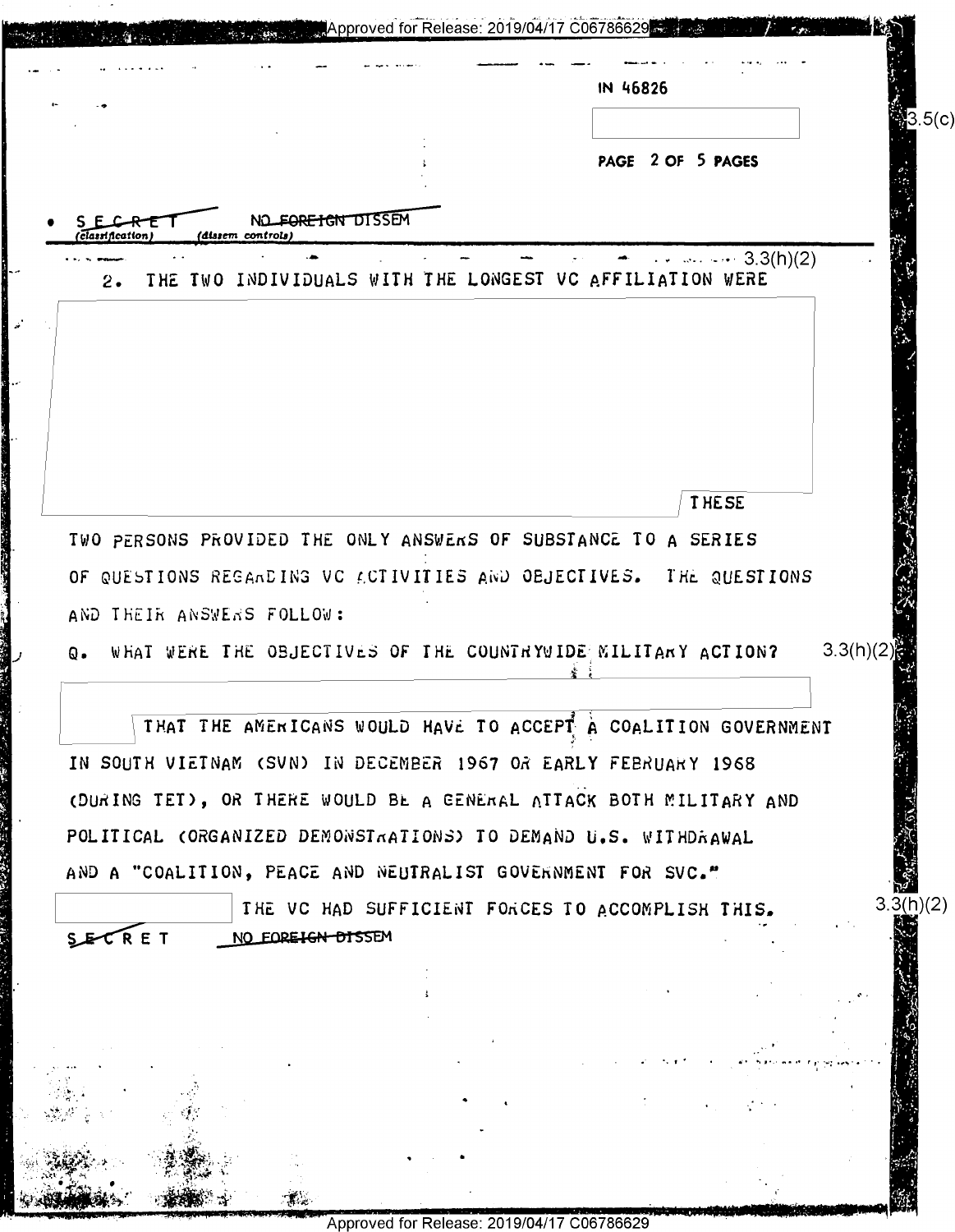IN 46826

SECRET NO FOREIGN DISSEM

2. THE TWO INDIVIDUALS WITH THE LONGEST VC AFFILIATION WERE

THESE TWO PERSONS PROVIDED THE ONLY ANSWERS OF SUBSTANCE TO A SERIES OF QUESTIONS REGARDING VC ACTIVITIES AND OBJECTIVES. THE QUESTIONS AND THEIR ANSWERS FOLLOW:

Q. WHAT WERE THE OBJECTIVES OF THE COUNTRYWIDE MILITARY ACTION?

THAT THE AMERICANS WOULD HAVE TO ACCEPT A COALITION GOVERNMENT IN SOUTH VIETNAM (SVN) IN DECEMBER 1967 OR EARLY FEBRUARY 1968 (DURING TET), OR THERE WOULD BE A GENERAL ATTACK BOTH MILITARY AND POLITICAL (ORGANIZED DEMONSTRATIONS) TO DEMAND U.S. WITHDRAWAL AND A "COALITION, PEACE AND NEUTRALIST GOVERNMENT FOR SVC."

THE VC HAD SUFFICIENT FORCES TO ACCOMPLISH THIS.

SECRET NO FOREIGN DISSEM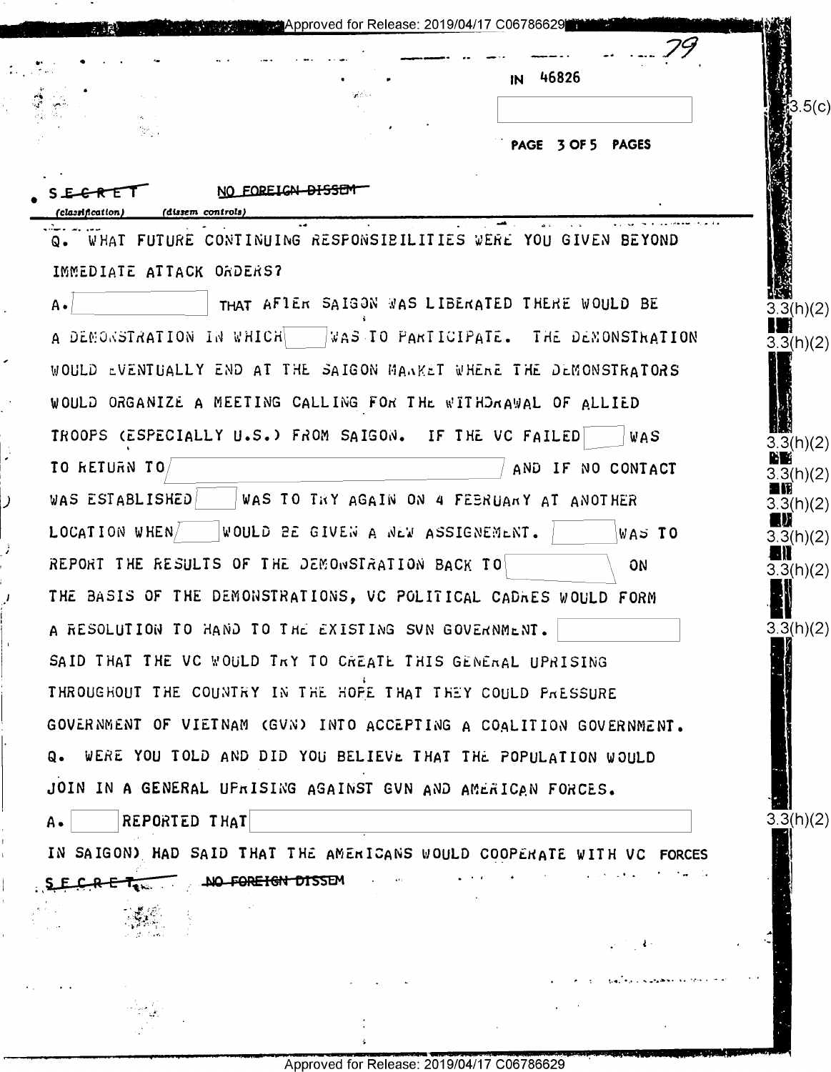IN 46826

SECRET NO FOREIGN DISSEM
(classification) (dissem controls)

Q. WHAT FUTURE CONTINUING RESPONSIBILITIES WERE YOU GIVEN BEYOND IMMEDIATE ATTACK ORDERS?

A. [REDACTED] THAT AFTER SAIGON WAS LIBERATED THERE WOULD BE A DEMONSTRATION IN WHICH [REDACTED] WAS TO PARTICIPATE. THE DEMONSTRATION WOULD EVENTUALLY END AT THE SAIGON MARKET WHERE THE DEMONSTRATORS WOULD ORGANIZE A MEETING CALLING FOR THE WITHDRAWAL OF ALLIED TROOPS (ESPECIALLY U.S.) FROM SAIGON. IF THE VC FAILED [REDACTED] WAS TO RETURN TO [REDACTED] AND IF NO CONTACT WAS ESTABLISHED [REDACTED] WAS TO TRY AGAIN ON 4 FEBRUARY AT ANOTHER LOCATION WHEN [REDACTED] WOULD BE GIVEN A NEW ASSIGNEMENT. [REDACTED] WAS TO REPORT THE RESULTS OF THE DEMONSTRATION BACK TO [REDACTED] ON THE BASIS OF THE DEMONSTRATIONS, VC POLITICAL CADRES WOULD FORM A RESOLUTION TO HAND TO THE EXISTING SVN GOVERNMENT. [REDACTED] SAID THAT THE VC WOULD TRY TO CREATE THIS GENERAL UPRISING THROUGHOUT THE COUNTRY IN THE HOPE THAT THEY COULD PRESSURE GOVERNMENT OF VIETNAM (GVN) INTO ACCEPTING A COALITION GOVERNMENT.

Q. WERE YOU TOLD AND DID YOU BELIEVE THAT THE POPULATION WOULD JOIN IN A GENERAL UPRISING AGAINST GVN AND AMERICAN FORCES.

A. [REDACTED] REPORTED THAT [REDACTED] IN SAIGON) HAD SAID THAT THE AMERICANS WOULD COOPERATE WITH VC FORCES

SECRET NO FOREIGN DISSEM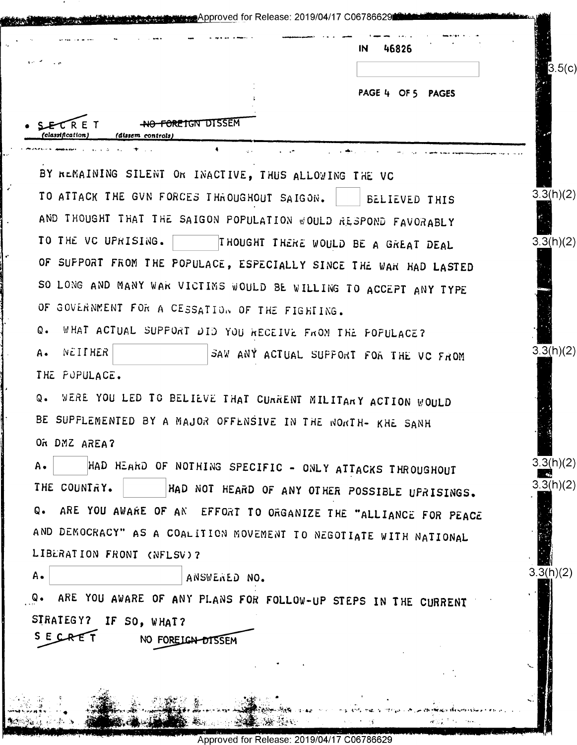IN 46826

PAGE 4 OF 5 PAGES

SECRET NO FOREIGN DISSEM

BY REMAINING SILENT OR INACTIVE, THUS ALLOWING THE VC TO ATTACK THE GVN FORCES THROUGHOUT SAIGON. [ ] BELIEVED THIS AND THOUGHT THAT THE SAIGON POPULATION WOULD RESPOND FAVORABLY TO THE VC UPRISING. [ ] THOUGHT THERE WOULD BE A GREAT DEAL OF SUPPORT FROM THE POPULACE, ESPECIALLY SINCE THE WAR HAD LASTED SO LONG AND MANY WAR VICTIMS WOULD BE WILLING TO ACCEPT ANY TYPE OF GOVERNMENT FOR A CESSATION OF THE FIGHTING.

Q. WHAT ACTUAL SUPPORT DID YOU RECEIVE FROM THE POPULACE?

A. NEITHER [ ] SAW ANY ACTUAL SUPPORT FOR THE VC FROM THE POPULACE.

Q. WERE YOU LED TO BELIEVE THAT CURRENT MILITARY ACTION WOULD BE SUPPLEMENTED BY A MAJOR OFFENSIVE IN THE NORTH- KHE SANH OR DMZ AREA?

A. [ ] HAD HEARD OF NOTHING SPECIFIC - ONLY ATTACKS THROUGHOUT THE COUNTRY. [ ] HAD NOT HEARD OF ANY OTHER POSSIBLE UPRISINGS.

Q. ARE YOU AWARE OF AN EFFORT TO ORGANIZE THE "ALLIANCE FOR PEACE AND DEMOCRACY" AS A COALITION MOVEMENT TO NEGOTIATE WITH NATIONAL LIBERATION FRONT (NFLSV)?

A. [ ] ANSWERED NO.

Q. ARE YOU AWARE OF ANY PLANS FOR FOLLOW-UP STEPS IN THE CURRENT STRATEGY? IF SO, WHAT?

SECRET NO FOREIGN DISSEM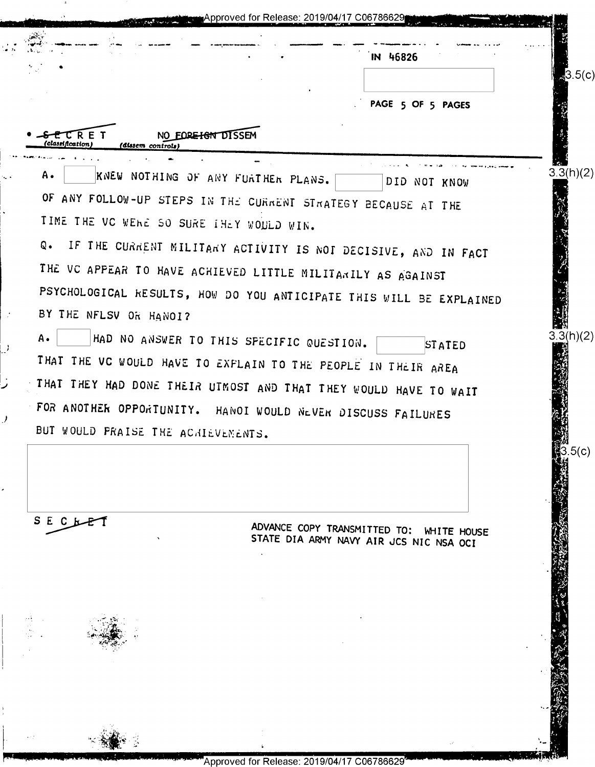IN 46826

SECRET NO FOREIGN DISSEM

A. [ ] KNEW NOTHING OF ANY FURTHER PLANS. [ ] DID NOT KNOW OF ANY FOLLOW-UP STEPS IN THE CURRENT STRATEGY BECAUSE AT THE TIME THE VC WERE SO SURE THEY WOULD WIN.

Q. IF THE CURRENT MILITARY ACTIVITY IS NOT DECISIVE, AND IN FACT THE VC APPEAR TO HAVE ACHIEVED LITTLE MILITARILY AS AGAINST PSYCHOLOGICAL RESULTS, HOW DO YOU ANTICIPATE THIS WILL BE EXPLAINED BY THE NFLSV OR HANOI?

A. [ ] HAD NO ANSWER TO THIS SPECIFIC QUESTION. [ ] STATED THAT THE VC WOULD HAVE TO EXPLAIN TO THE PEOPLE IN THEIR AREA THAT THEY HAD DONE THEIR UTMOST AND THAT THEY WOULD HAVE TO WAIT FOR ANOTHER OPPORTUNITY. HANOI WOULD NEVER DISCUSS FAILURES BUT WOULD PRAISE THE ACHIEVEMENTS.

SECRET

ADVANCE COPY TRANSMITTED TO: WHITE HOUSE STATE DIA ARMY NAVY AIR JCS NIC NSA OCI